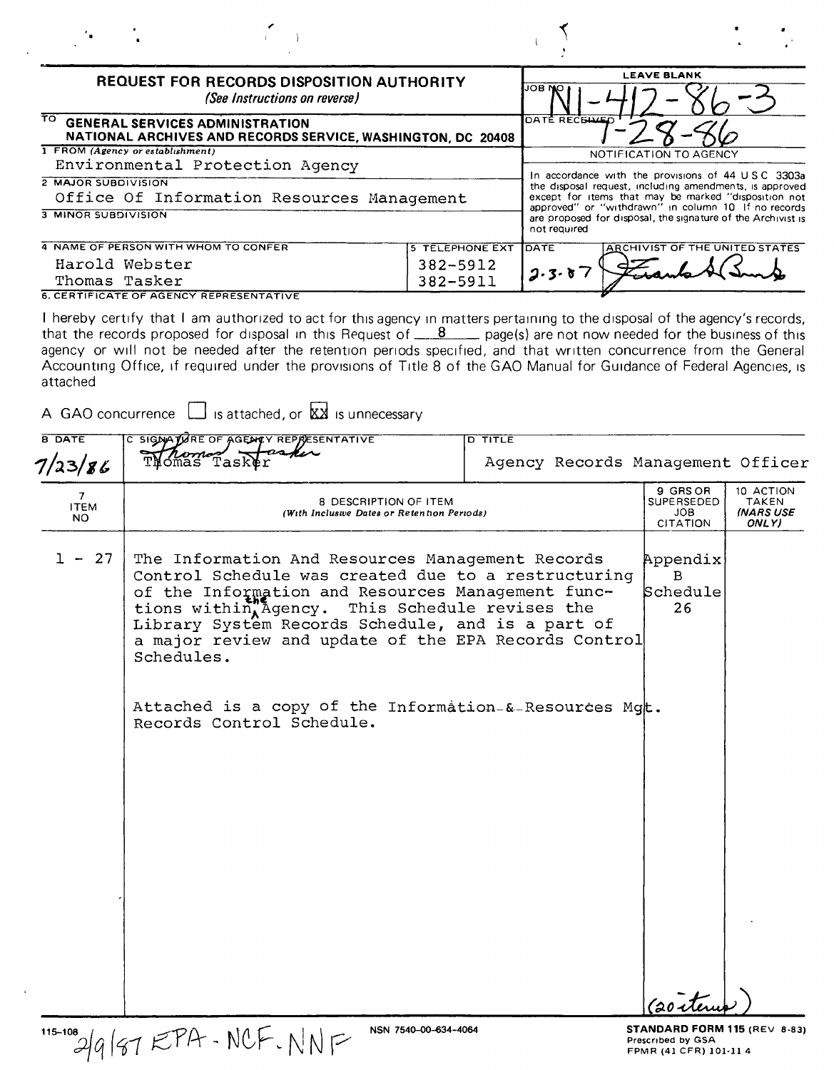# REQUEST FOR RECORDS DISPOSITION AUTHORITY

*(See Instructions on reverse)*

| | LEAVE BLANK |
|---|---|
| TO GENERAL SERVICES ADMINISTRATION<br>NATIONAL ARCHIVES AND RECORDS SERVICE, WASHINGTON, DC 20408 | JOB NO N1-412-86-3 |
| 1 FROM *(Agency or establishment)*<br>Environmental Protection Agency | DATE RECEIVED 7-28-86 |
| 2 MAJOR SUBDIVISION<br>Office Of Information Resources Management | NOTIFICATION TO AGENCY<br>In accordance with the provisions of 44 USC 3303a the disposal request, including amendments, is approved except for items that may be marked "disposition not approved" or "withdrawn" in column 10. If no records are proposed for disposal, the signature of the Archivist is not required |
| 3 MINOR SUBDIVISION | |

| 4 NAME OF PERSON WITH WHOM TO CONFER | 5 TELEPHONE EXT | DATE | ARCHIVIST OF THE UNITED STATES |
|---|---|---|---|
| Harold Webster<br>Thomas Tasker | 382-5912<br>382-5911 | 2-3-87 | [signature] |

**6. CERTIFICATE OF AGENCY REPRESENTATIVE**

I hereby certify that I am authorized to act for this agency in matters pertaining to the disposal of the agency's records, that the records proposed for disposal in this Request of 8 page(s) are not now needed for the business of this agency or will not be needed after the retention periods specified, and that written concurrence from the General Accounting Office, if required under the provisions of Title 8 of the GAO Manual for Guidance of Federal Agencies, is attached

A GAO concurrence ☐ is attached, or ☒ is unnecessary

| B DATE | C SIGNATURE OF AGENCY REPRESENTATIVE | D TITLE |
|---|---|---|
| 7/23/86 | [signature] Thomas Tasker | Agency Records Management Officer |

| 7 ITEM NO | 8 DESCRIPTION OF ITEM *(With Inclusive Dates or Retention Periods)* | 9 GRS OR SUPERSEDED JOB CITATION | 10 ACTION TAKEN *(NARS USE ONLY)* |
|---|---|---|---|
| 1 - 27 | The Information And Resources Management Records Control Schedule was created due to a restructuring of the Information and Resources Management functions within the Agency. This Schedule revises the Library System Records Schedule, and is a part of a major review and update of the EPA Records Control Schedules.<br><br>Attached is a copy of the Information-&-Resources Mgt. Records Control Schedule. | Appendix B Schedule 26 | |
| | | (20 items) | |

115-108 2/9/87 EPA - NCF. NNF

NSN 7540-00-634-4064

**STANDARD FORM 115** (REV 8-83)
Prescribed by GSA
FPMR (41 CFR) 101-11 4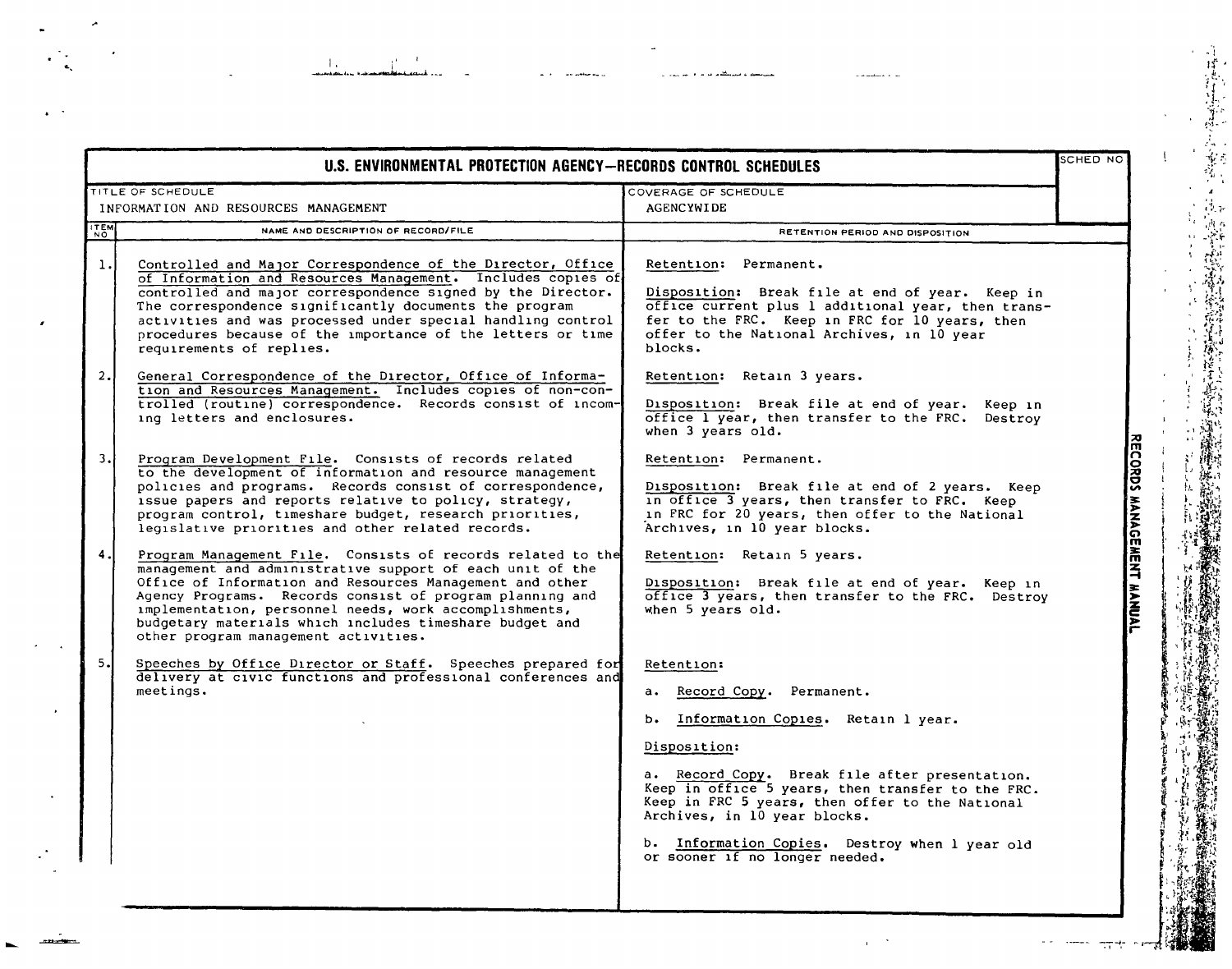# U.S. ENVIRONMENTAL PROTECTION AGENCY—RECORDS CONTROL SCHEDULES

| TITLE OF SCHEDULE | COVERAGE OF SCHEDULE | SCHED NO |
|---|---|---|
| INFORMATION AND RESOURCES MANAGEMENT | AGENCYWIDE | |

| ITEM NO | NAME AND DESCRIPTION OF RECORD/FILE | RETENTION PERIOD AND DISPOSITION |
|---|---|---|
| 1. | Controlled and Major Correspondence of the Director, Office of Information and Resources Management. Includes copies of controlled and major correspondence signed by the Director. The correspondence significantly documents the program activities and was processed under special handling control procedures because of the importance of the letters or time requirements of replies. | Retention: Permanent.<br><br>Disposition: Break file at end of year. Keep in office current plus 1 additional year, then transfer to the FRC. Keep in FRC for 10 years, then offer to the National Archives, in 10 year blocks. |
| 2. | General Correspondence of the Director, Office of Information and Resources Management. Includes copies of non-controlled (routine) correspondence. Records consist of incoming letters and enclosures. | Retention: Retain 3 years.<br><br>Disposition: Break file at end of year. Keep in office 1 year, then transfer to the FRC. Destroy when 3 years old. |
| 3. | Program Development File. Consists of records related to the development of information and resource management policies and programs. Records consist of correspondence, issue papers and reports relative to policy, strategy, program control, timeshare budget, research priorities, legislative priorities and other related records. | Retention: Permanent.<br><br>Disposition: Break file at end of 2 years. Keep in office 3 years, then transfer to FRC. Keep in FRC for 20 years, then offer to the National Archives, in 10 year blocks. |
| 4. | Program Management File. Consists of records related to the management and administrative support of each unit of the Office of Information and Resources Management and other Agency Programs. Records consist of program planning and implementation, personnel needs, work accomplishments, budgetary materials which includes timeshare budget and other program management activities. | Retention: Retain 5 years.<br><br>Disposition: Break file at end of year. Keep in office 3 years, then transfer to the FRC. Destroy when 5 years old. |
| 5. | Speeches by Office Director or Staff. Speeches prepared for delivery at civic functions and professional conferences and meetings. | Retention:<br><br>a. Record Copy. Permanent.<br><br>b. Information Copies. Retain 1 year.<br><br>Disposition:<br><br>a. Record Copy. Break file after presentation. Keep in office 5 years, then transfer to the FRC. Keep in FRC 5 years, then offer to the National Archives, in 10 year blocks.<br><br>b. Information Copies. Destroy when 1 year old or sooner if no longer needed. |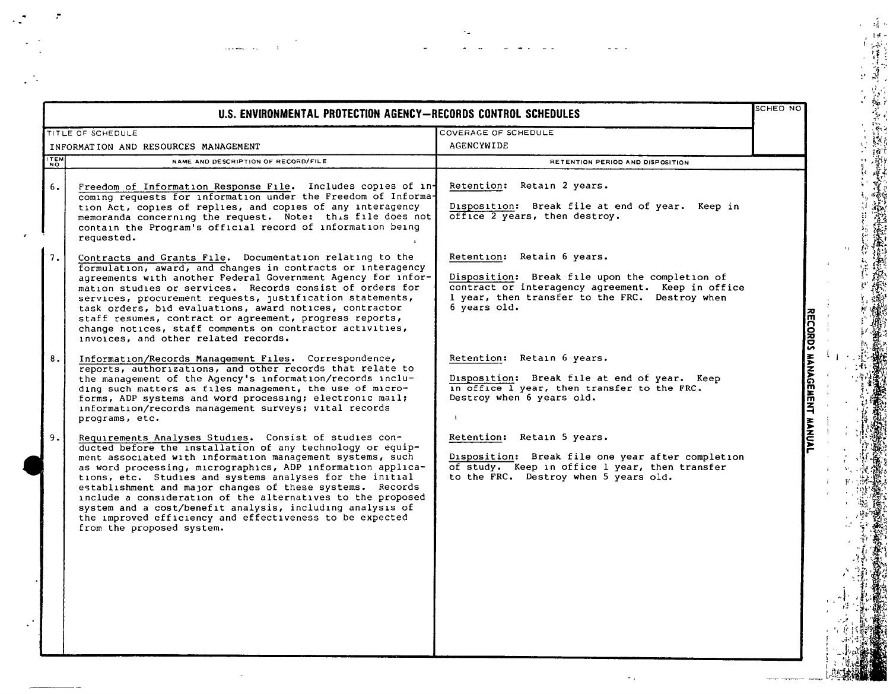# U.S. ENVIRONMENTAL PROTECTION AGENCY—RECORDS CONTROL SCHEDULES

| TITLE OF SCHEDULE | COVERAGE OF SCHEDULE | SCHED NO |
|---|---|---|
| INFORMATION AND RESOURCES MANAGEMENT | AGENCYWIDE | |

| ITEM NO | NAME AND DESCRIPTION OF RECORD/FILE | RETENTION PERIOD AND DISPOSITION |
|---|---|---|
| 6. | Freedom of Information Response File. Includes copies of incoming requests for information under the Freedom of Information Act, copies of replies, and copies of any interagency memoranda concerning the request. Note: this file does not contain the Program's official record of information being requested. | Retention: Retain 2 years.<br><br>Disposition: Break file at end of year. Keep in office 2 years, then destroy. |
| 7. | Contracts and Grants File. Documentation relating to the formulation, award, and changes in contracts or interagency agreements with another Federal Government Agency for information studies or services. Records consist of orders for services, procurement requests, justification statements, task orders, bid evaluations, award notices, contractor staff resumes, contract or agreement, progress reports, change notices, staff comments on contractor activities, invoices, and other related records. | Retention: Retain 6 years.<br><br>Disposition: Break file upon the completion of contract or interagency agreement. Keep in office 1 year, then transfer to the FRC. Destroy when 6 years old. |
| 8. | Information/Records Management Files. Correspondence, reports, authorizations, and other records that relate to the management of the Agency's information/records including such matters as files management, the use of microforms, ADP systems and word processing; electronic mail; information/records management surveys; vital records programs, etc. | Retention: Retain 6 years.<br><br>Disposition: Break file at end of year. Keep in office 1 year, then transfer to the FRC. Destroy when 6 years old. |
| 9. | Requirements Analyses Studies. Consist of studies conducted before the installation of any technology or equipment associated with information management systems, such as word processing, micrographics, ADP information applications, etc. Studies and systems analyses for the initial establishment and major changes of these systems. Records include a consideration of the alternatives to the proposed system and a cost/benefit analysis, including analysis of the improved efficiency and effectiveness to be expected from the proposed system. | Retention: Retain 5 years.<br><br>Disposition: Break file one year after completion of study. Keep in office 1 year, then transfer to the FRC. Destroy when 5 years old. |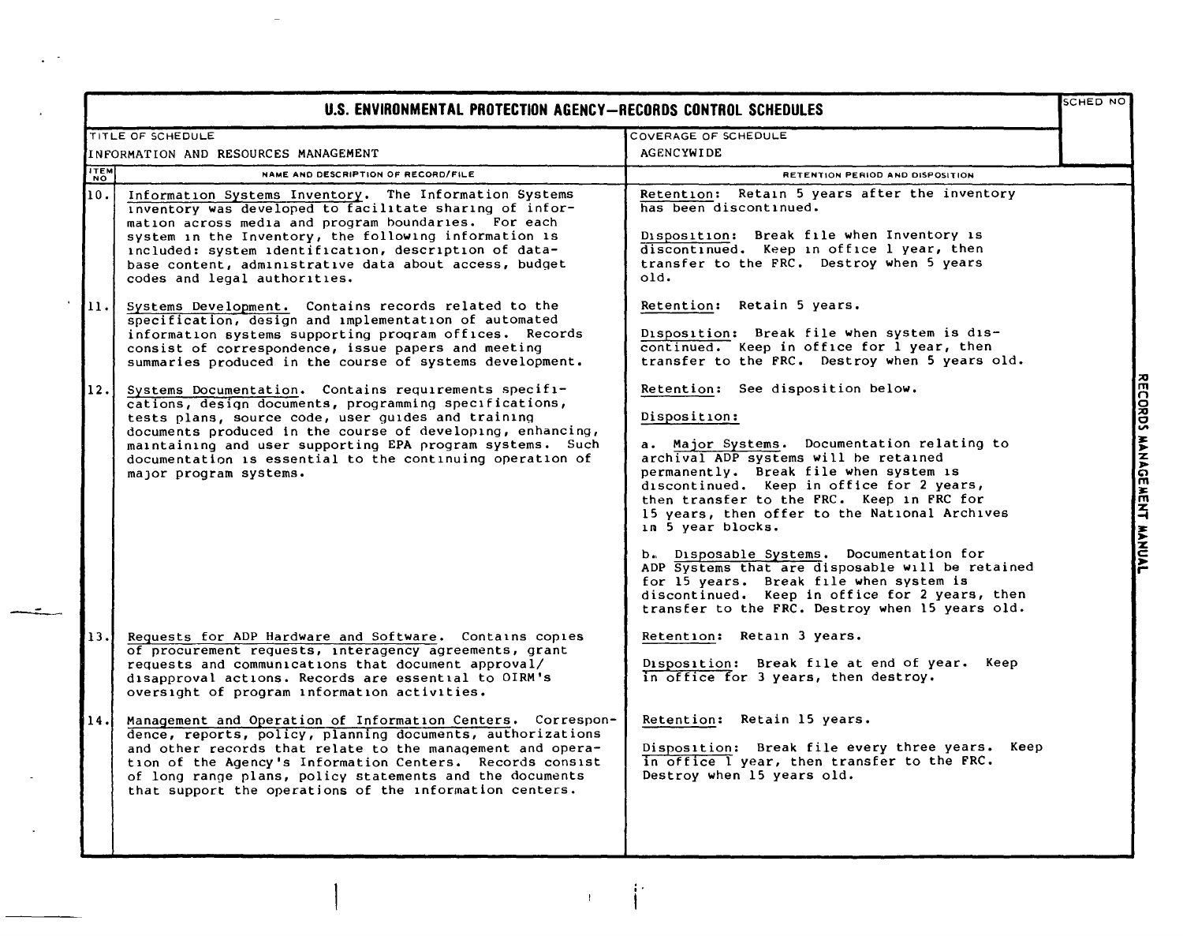# U.S. ENVIRONMENTAL PROTECTION AGENCY—RECORDS CONTROL SCHEDULES

| TITLE OF SCHEDULE | COVERAGE OF SCHEDULE | SCHED NO |
|---|---|---|
| INFORMATION AND RESOURCES MANAGEMENT | AGENCYWIDE | |

| ITEM NO | NAME AND DESCRIPTION OF RECORD/FILE | RETENTION PERIOD AND DISPOSITION |
|---|---|---|
| 10. | Information Systems Inventory. The Information Systems inventory was developed to facilitate sharing of information across media and program boundaries. For each system in the Inventory, the following information is included: system identification, description of database content, administrative data about access, budget codes and legal authorities. | Retention: Retain 5 years after the inventory has been discontinued.<br><br>Disposition: Break file when Inventory is discontinued. Keep in office 1 year, then transfer to the FRC. Destroy when 5 years old. |
| 11. | Systems Development. Contains records related to the specification, design and implementation of automated information systems supporting program offices. Records consist of correspondence, issue papers and meeting summaries produced in the course of systems development. | Retention: Retain 5 years.<br><br>Disposition: Break file when system is discontinued. Keep in office for 1 year, then transfer to the FRC. Destroy when 5 years old. |
| 12. | Systems Documentation. Contains requirements specifications, design documents, programming specifications, tests plans, source code, user guides and training documents produced in the course of developing, enhancing, maintaining and user supporting EPA program systems. Such documentation is essential to the continuing operation of major program systems. | Retention: See disposition below.<br><br>Disposition:<br><br>a. Major Systems. Documentation relating to archival ADP systems will be retained permanently. Break file when system is discontinued. Keep in office for 2 years, then transfer to the FRC. Keep in FRC for 15 years, then offer to the National Archives in 5 year blocks.<br><br>b. Disposable Systems. Documentation for ADP Systems that are disposable will be retained for 15 years. Break file when system is discontinued. Keep in office for 2 years, then transfer to the FRC. Destroy when 15 years old. |
| 13. | Requests for ADP Hardware and Software. Contains copies of procurement requests, interagency agreements, grant requests and communications that document approval/disapproval actions. Records are essential to OIRM's oversight of program information activities. | Retention: Retain 3 years.<br><br>Disposition: Break file at end of year. Keep in office for 3 years, then destroy. |
| 14. | Management and Operation of Information Centers. Correspondence, reports, policy, planning documents, authorizations and other records that relate to the management and operation of the Agency's Information Centers. Records consist of long range plans, policy statements and the documents that support the operations of the information centers. | Retention: Retain 15 years.<br><br>Disposition: Break file every three years. Keep in office 1 year, then transfer to the FRC. Destroy when 15 years old. |

RECORDS MANAGEMENT MANUAL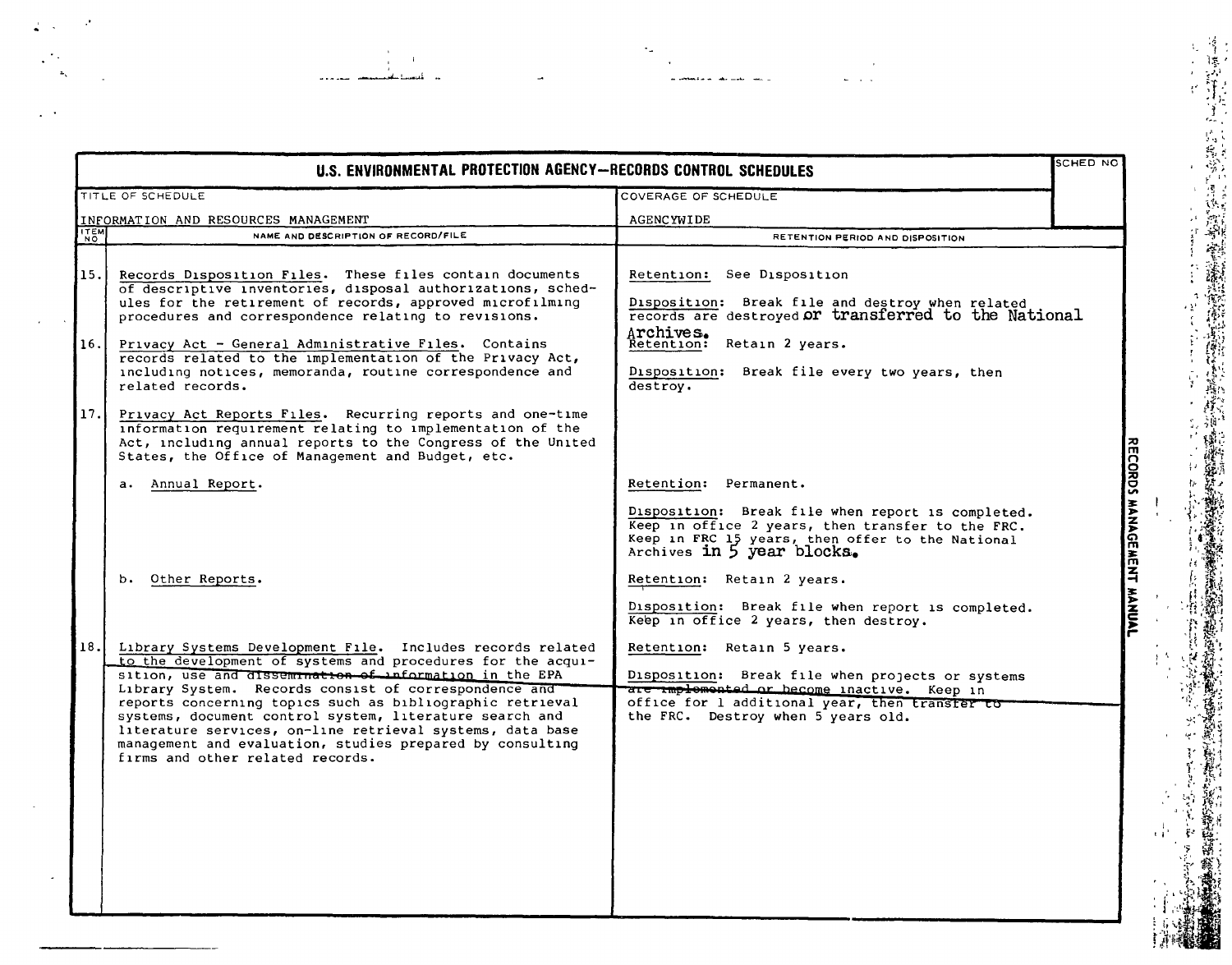# U.S. ENVIRONMENTAL PROTECTION AGENCY—RECORDS CONTROL SCHEDULES

| TITLE OF SCHEDULE | COVERAGE OF SCHEDULE | SCHED NO |
|---|---|---|
| INFORMATION AND RESOURCES MANAGEMENT | AGENCYWIDE | |

| ITEM NO | NAME AND DESCRIPTION OF RECORD/FILE | RETENTION PERIOD AND DISPOSITION |
|---|---|---|
| 15. | Records Disposition Files. These files contain documents of descriptive inventories, disposal authorizations, schedules for the retirement of records, approved microfilming procedures and correspondence relating to revisions. | Retention: See Disposition<br><br>Disposition: Break file and destroy when related records are destroyed or transferred to the National Archives. |
| 16. | Privacy Act - General Administrative Files. Contains records related to the implementation of the Privacy Act, including notices, memoranda, routine correspondence and related records. | Retention: Retain 2 years.<br><br>Disposition: Break file every two years, then destroy. |
| 17. | Privacy Act Reports Files. Recurring reports and one-time information requirement relating to implementation of the Act, including annual reports to the Congress of the United States, the Office of Management and Budget, etc. | |
| | a. Annual Report. | Retention: Permanent.<br><br>Disposition: Break file when report is completed. Keep in office 2 years, then transfer to the FRC. Keep in FRC 15 years, then offer to the National Archives in 5 year blocks. |
| | b. Other Reports. | Retention: Retain 2 years.<br><br>Disposition: Break file when report is completed. Keep in office 2 years, then destroy. |
| 18. | Library Systems Development File. Includes records related to the development of systems and procedures for the acquisition, use and dissemination of information in the EPA Library System. Records consist of correspondence and reports concerning topics such as bibliographic retrieval systems, document control system, literature search and literature services, on-line retrieval systems, data base management and evaluation, studies prepared by consulting firms and other related records. | Retention: Retain 5 years.<br><br>Disposition: Break file when projects or systems are implemented or become inactive. Keep in office for 1 additional year, then transfer to the FRC. Destroy when 5 years old. |

RECORDS MANAGEMENT MANUAL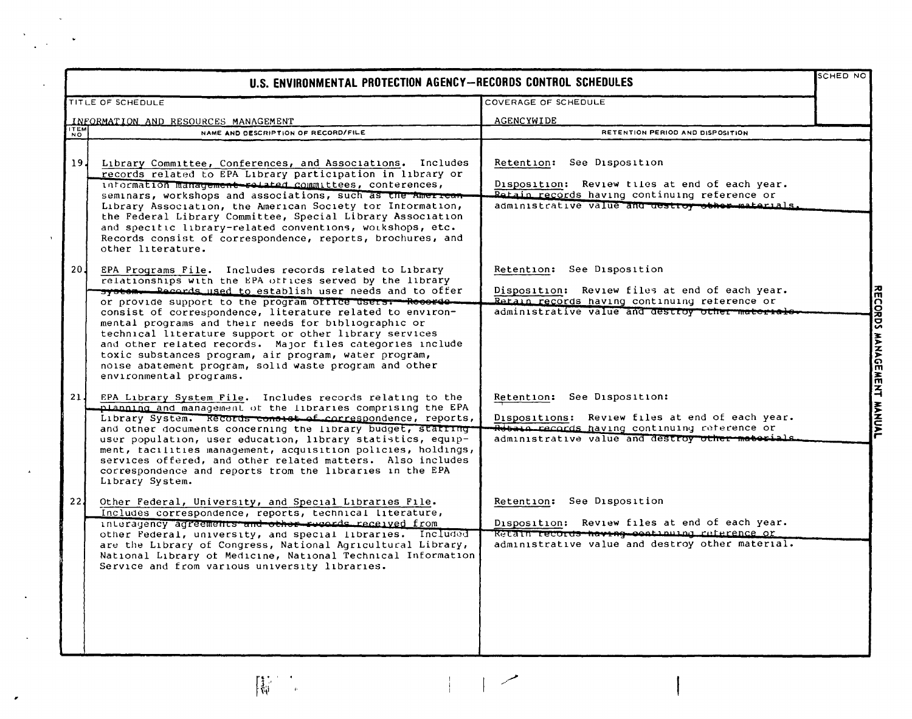# U.S. ENVIRONMENTAL PROTECTION AGENCY—RECORDS CONTROL SCHEDULES

| TITLE OF SCHEDULE | COVERAGE OF SCHEDULE | SCHED NO |
|---|---|---|
| INFORMATION AND RESOURCES MANAGEMENT | AGENCYWIDE | |

| ITEM NO | NAME AND DESCRIPTION OF RECORD/FILE | RETENTION PERIOD AND DISPOSITION |
|---|---|---|
| 19. | Library Committee, Conferences, and Associations. Includes records related to EPA Library participation in library or information management-related committees, conferences, seminars, workshops and associations, such as the American Library Association, the American Society for Information, the Federal Library Committee, Special Library Association and specific library-related conventions, workshops, etc. Records consist of correspondence, reports, brochures, and other literature. | Retention: See Disposition<br><br>Disposition: Review files at end of each year. Retain records having continuing reference or administrative value and destroy other materials. |
| 20. | EPA Programs File. Includes records related to Library relationships with the EPA offices served by the library system. Records used to establish user needs and to offer or provide support to the program office users. Records consist of correspondence, literature related to environmental programs and their needs for bibliographic or technical literature support or other library services and other related records. Major files categories include toxic substances program, air program, water program, noise abatement program, solid waste program and other environmental programs. | Retention: See Disposition<br><br>Disposition: Review files at end of each year. Retain records having continuing reference or administrative value and destroy other materials. |
| 21. | EPA Library System File. Includes records relating to the planning and management of the libraries comprising the EPA Library System. Records consist of correspondence, reports, and other documents concerning the library budget, staffing user population, user education, library statistics, equipment, facilities management, acquisition policies, holdings, services offered, and other related matters. Also includes correspondence and reports from the libraries in the EPA Library System. | Retention: See Disposition:<br><br>Dispositions: Review files at end of each year. Retain records having continuing reference or administrative value and destroy other materials. |
| 22. | Other Federal, University, and Special Libraries File. Includes correspondence, reports, technical literature, interagency agreements and other records received from other Federal, university, and special libraries. Included are the Library of Congress, National Agricultural Library, National Library of Medicine, National Technical Information Service and from various university libraries. | Retention: See Disposition<br><br>Disposition: Review files at end of each year. Retain records having continuing reference or administrative value and destroy other material. |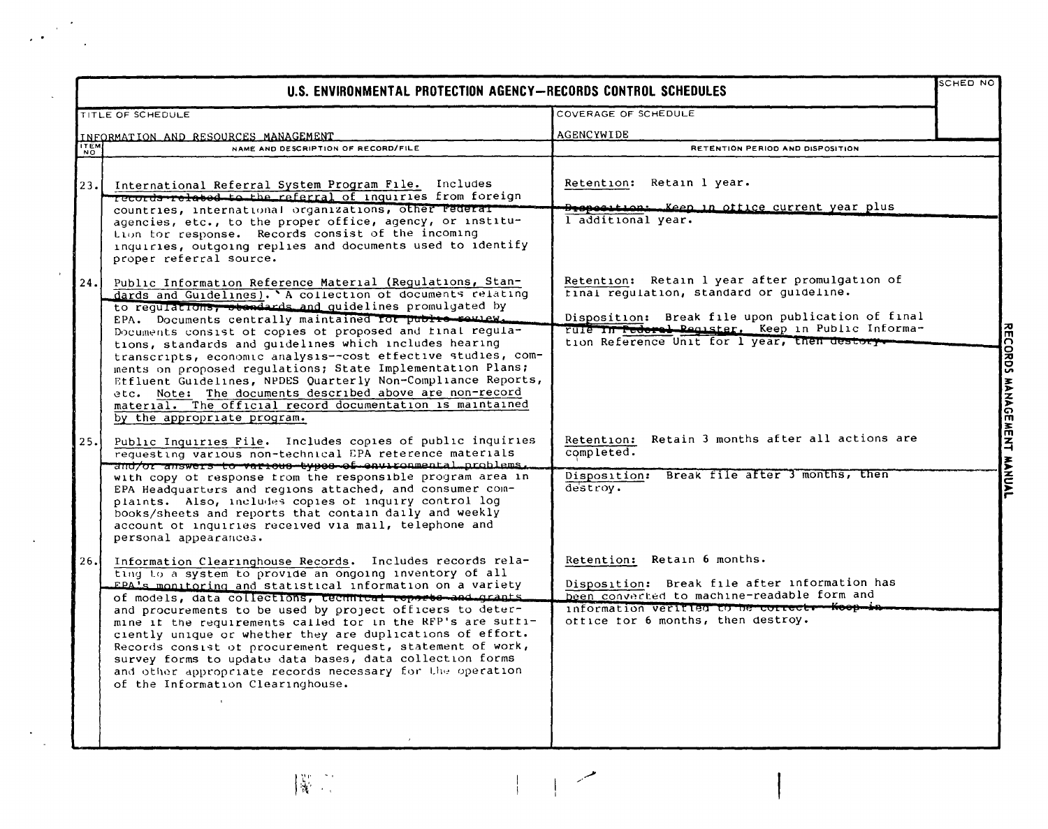# U.S. ENVIRONMENTAL PROTECTION AGENCY—RECORDS CONTROL SCHEDULES

| TITLE OF SCHEDULE | COVERAGE OF SCHEDULE | SCHED NO |
|---|---|---|
| INFORMATION AND RESOURCES MANAGEMENT | AGENCYWIDE | |

| ITEM NO | NAME AND DESCRIPTION OF RECORD/FILE | RETENTION PERIOD AND DISPOSITION |
|---|---|---|
| 23. | International Referral System Program File. Includes records related to the referral of inquiries from foreign countries, international organizations, other Federal agencies, etc., to the proper office, agency, or institution for response. Records consist of the incoming inquiries, outgoing replies and documents used to identify proper referral source. | Retention: Retain 1 year.<br><br>Disposition: Keep in office current year plus 1 additional year. |
| 24. | Public Information Reference Material (Regulations, Standards and Guidelines). A collection of documents relating to regulations, standards and guidelines promulgated by EPA. Documents centrally maintained for public review. Documents consist of copies of proposed and final regulations, standards and guidelines which includes hearing transcripts, economic analysis--cost effective studies, comments on proposed regulations; State Implementation Plans; Effluent Guidelines, NPDES Quarterly Non-Compliance Reports, etc. Note: The documents described above are non-record material. The official record documentation is maintained by the appropriate program. | Retention: Retain 1 year after promulgation of final regulation, standard or guideline.<br><br>Disposition: Break file upon publication of final rule in Federal Register. Keep in Public Information Reference Unit for 1 year, then destory. |
| 25. | Public Inquiries File. Includes copies of public inquiries requesting various non-technical EPA reference materials and/or answers to various types of environmental problems, with copy of response from the responsible program area in EPA Headquarters and regions attached, and consumer complaints. Also, includes copies of inquiry control log books/sheets and reports that contain daily and weekly account of inquiries received via mail, telephone and personal appearances. | Retention: Retain 3 months after all actions are completed.<br><br>Disposition: Break file after 3 months, then destroy. |
| 26. | Information Clearinghouse Records. Includes records relating to a system to provide an ongoing inventory of all EPA's monitoring and statistical information on a variety of models, data collections, technical reports and grants and procurements to be used by project officers to determine if the requirements called for in the RFP's are sufficiently unique or whether they are duplications of effort. Records consist of procurement request, statement of work, survey forms to update data bases, data collection forms and other appropriate records necessary for the operation of the Information Clearinghouse. | Retention: Retain 6 months.<br><br>Disposition: Break file after information has been converted to machine-readable form and information verified to be correct. Keep in office for 6 months, then destroy. |

RECORDS MANAGEMENT MANUAL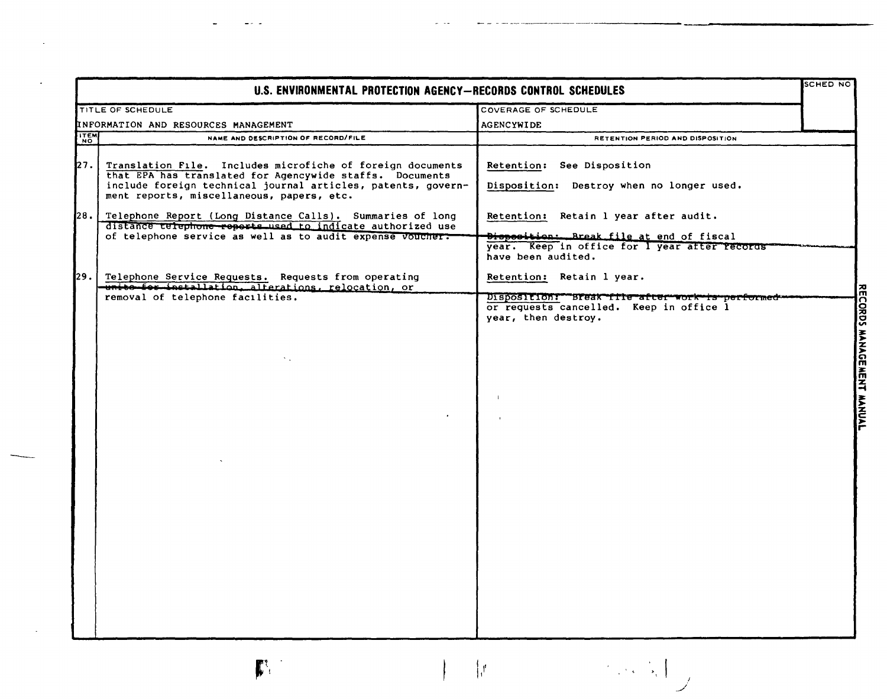# U.S. ENVIRONMENTAL PROTECTION AGENCY—RECORDS CONTROL SCHEDULES

| TITLE OF SCHEDULE | COVERAGE OF SCHEDULE | SCHED NO |
|---|---|---|
| INFORMATION AND RESOURCES MANAGEMENT | AGENCYWIDE | |

| ITEM NO | NAME AND DESCRIPTION OF RECORD/FILE | RETENTION PERIOD AND DISPOSITION |
|---|---|---|
| 27. | Translation File. Includes microfiche of foreign documents that EPA has translated for Agencywide staffs. Documents include foreign technical journal articles, patents, government reports, miscellaneous, papers, etc. | Retention: See Disposition<br><br>Disposition: Destroy when no longer used. |
| 28. | Telephone Report (Long Distance Calls). Summaries of long distance telephone reports used to indicate authorized use of telephone service as well as to audit expense voucher. | Retention: Retain 1 year after audit.<br><br>Disposition: Break file at end of fiscal year. Keep in office for 1 year after records have been audited. |
| 29. | Telephone Service Requests. Requests from operating units for installation, alterations, relocation, or removal of telephone facilities. | Retention: Retain 1 year.<br><br>Disposition: Break file after work is performed or requests cancelled. Keep in office 1 year, then destroy. |

RECORDS MANAGEMENT MANUAL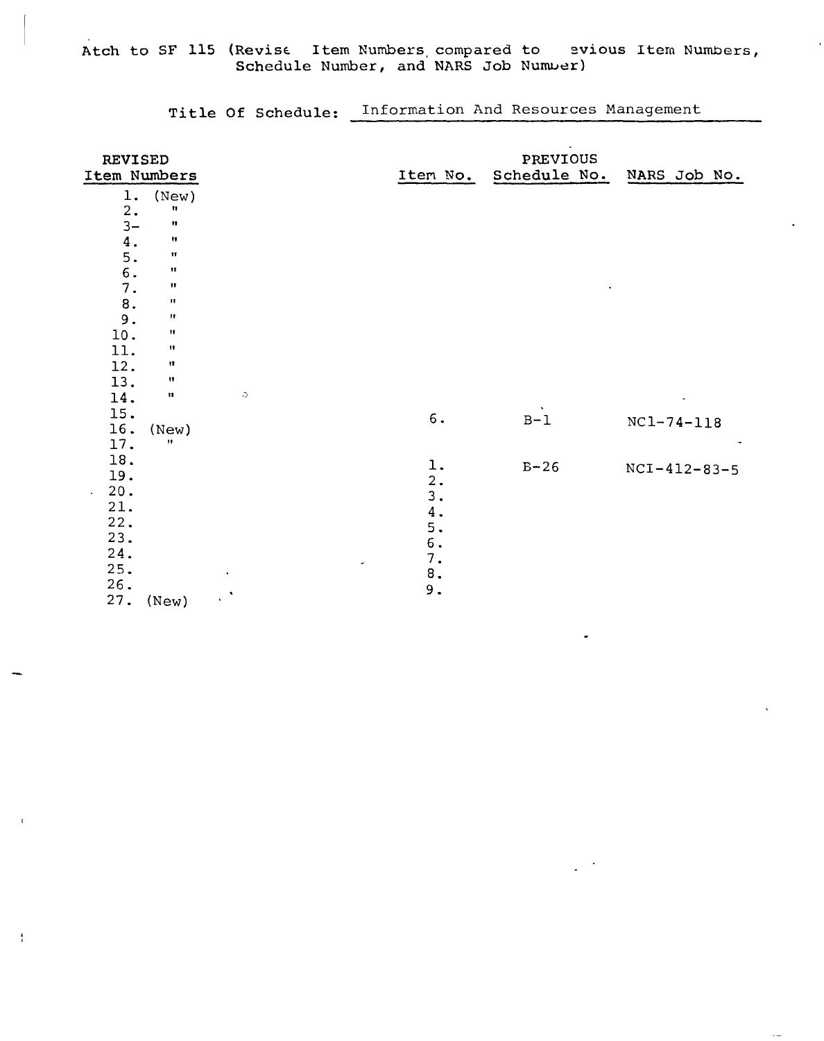Atch to SF 115 (Revise Item Numbers compared to evious Item Numbers, Schedule Number, and NARS Job Number)

Title Of Schedule: Information And Resources Management

| REVISED Item Numbers | PREVIOUS Item No. | Schedule No. | NARS Job No. |
|---|---|---|---|
| 1. (New) | | | |
| 2. " | | | |
| 3- " | | | |
| 4. " | | | |
| 5. " | | | |
| 6. " | | | |
| 7. " | | | |
| 8. " | | | |
| 9. " | | | |
| 10. " | | | |
| 11. " | | | |
| 12. " | | | |
| 13. " | | | |
| 14. " | | | |
| 15. | 6. | B-1 | NC1-74-118 |
| 16. (New) | | | |
| 17. " | | | |
| 18. | 1. | B-26 | NCI-412-83-5 |
| 19. | 2. | | |
| 20. | 3. | | |
| 21. | 4. | | |
| 22. | 5. | | |
| 23. | 6. | | |
| 24. | 7. | | |
| 25. | 8. | | |
| 26. | 9. | | |
| 27. (New) | | | |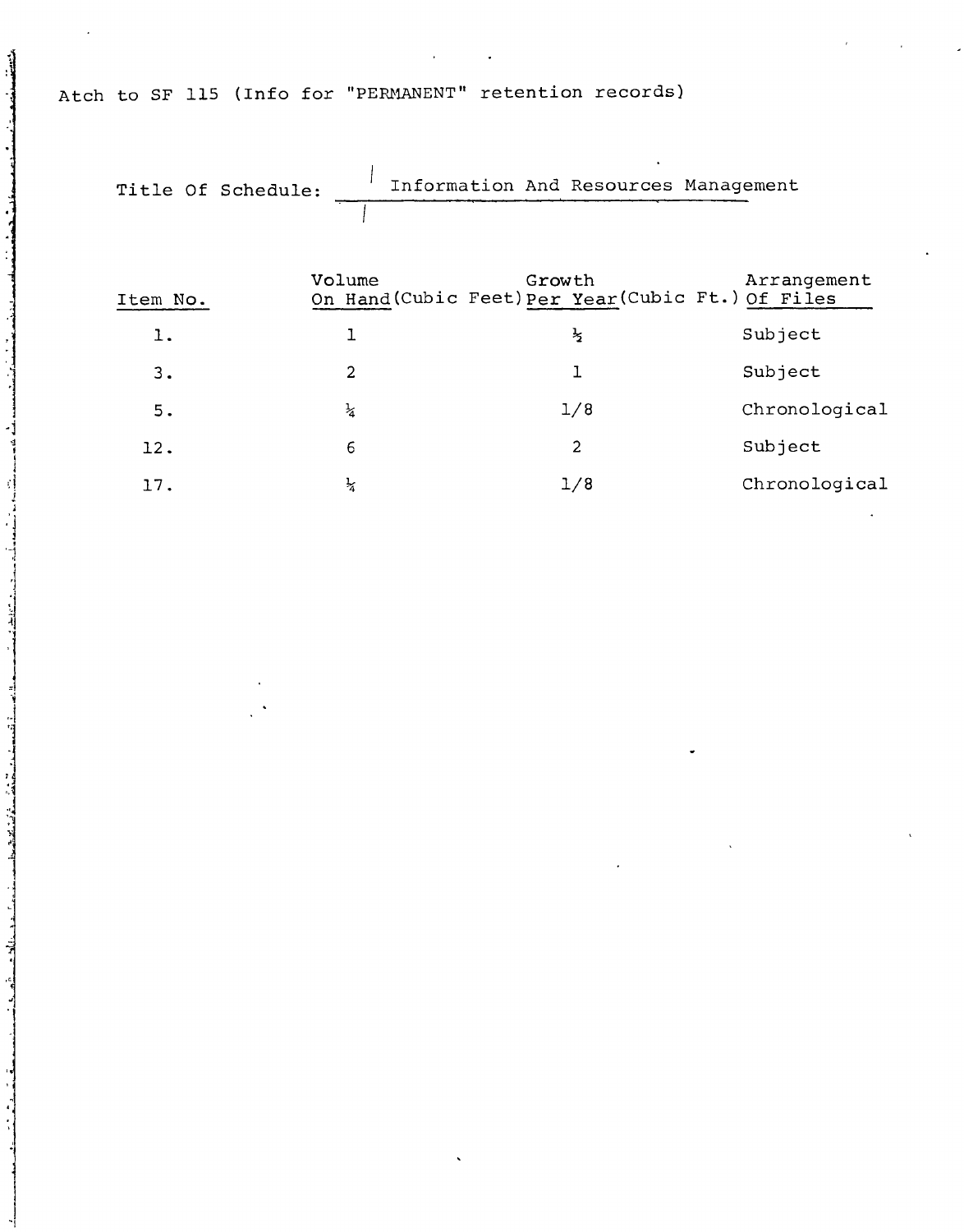Atch to SF 115 (Info for "PERMANENT" retention records)

Title Of Schedule: Information And Resources Management

| Item No. | Volume On Hand (Cubic Feet) | Growth Per Year (Cubic Ft.) | Arrangement Of Files |
|---|---|---|---|
| 1. | 1 | ½ | Subject |
| 3. | 2 | 1 | Subject |
| 5. | ¼ | 1/8 | Chronological |
| 12. | 6 | 2 | Subject |
| 17. | ¼ | 1/8 | Chronological |